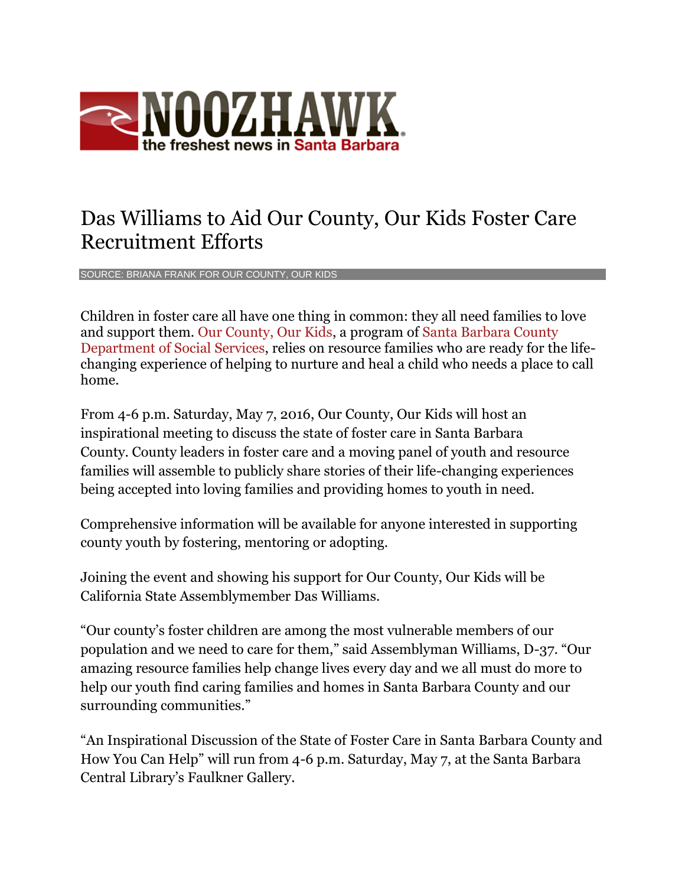**NOOZHAWK** the freshest news in Santa Barbara

# Das Williams to Aid Our County, Our Kids Foster Care Recruitment Efforts

SOURCE: BRIANA FRANK FOR OUR COUNTY, OUR KIDS

Children in foster care all have one thing in common: they all need families to love and support them. Our County, Our Kids, a program of Santa Barbara County Department of Social Services, relies on resource families who are ready for the life-changing experience of helping to nurture and heal a child who needs a place to call home.

From 4-6 p.m. Saturday, May 7, 2016, Our County, Our Kids will host an inspirational meeting to discuss the state of foster care in Santa Barbara County. County leaders in foster care and a moving panel of youth and resource families will assemble to publicly share stories of their life-changing experiences being accepted into loving families and providing homes to youth in need.

Comprehensive information will be available for anyone interested in supporting county youth by fostering, mentoring or adopting.

Joining the event and showing his support for Our County, Our Kids will be California State Assemblymember Das Williams.

"Our county's foster children are among the most vulnerable members of our population and we need to care for them," said Assemblyman Williams, D-37. "Our amazing resource families help change lives every day and we all must do more to help our youth find caring families and homes in Santa Barbara County and our surrounding communities."

"An Inspirational Discussion of the State of Foster Care in Santa Barbara County and How You Can Help" will run from 4-6 p.m. Saturday, May 7, at the Santa Barbara Central Library's Faulkner Gallery.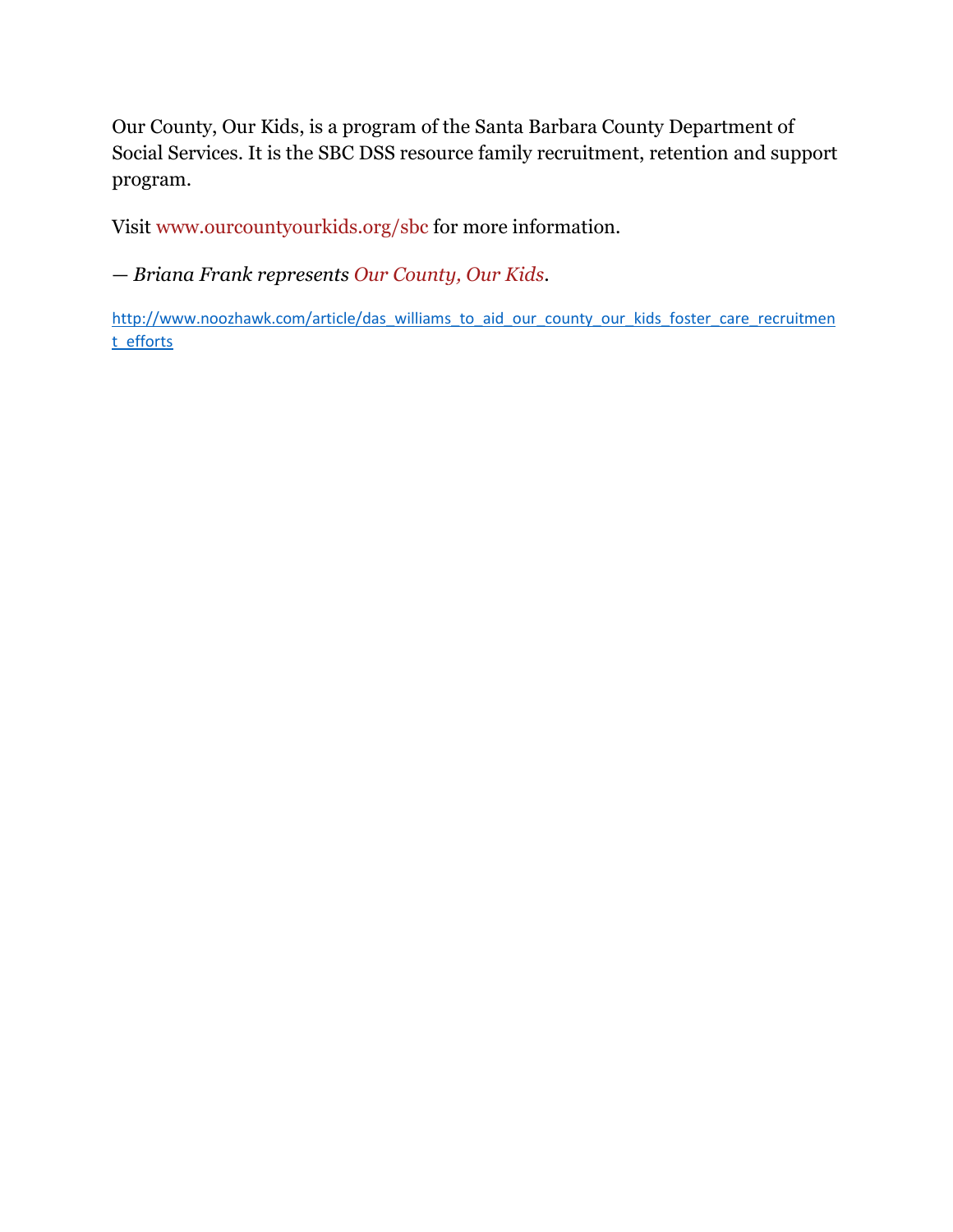Our County, Our Kids, is a program of the Santa Barbara County Department of Social Services. It is the SBC DSS resource family recruitment, retention and support program.

Visit www.ourcountyourkids.org/sbc for more information.

*— Briana Frank represents Our County, Our Kids.*

http://www.noozhawk.com/article/das_williams_to_aid_our_county_our_kids_foster_care_recruitment_efforts